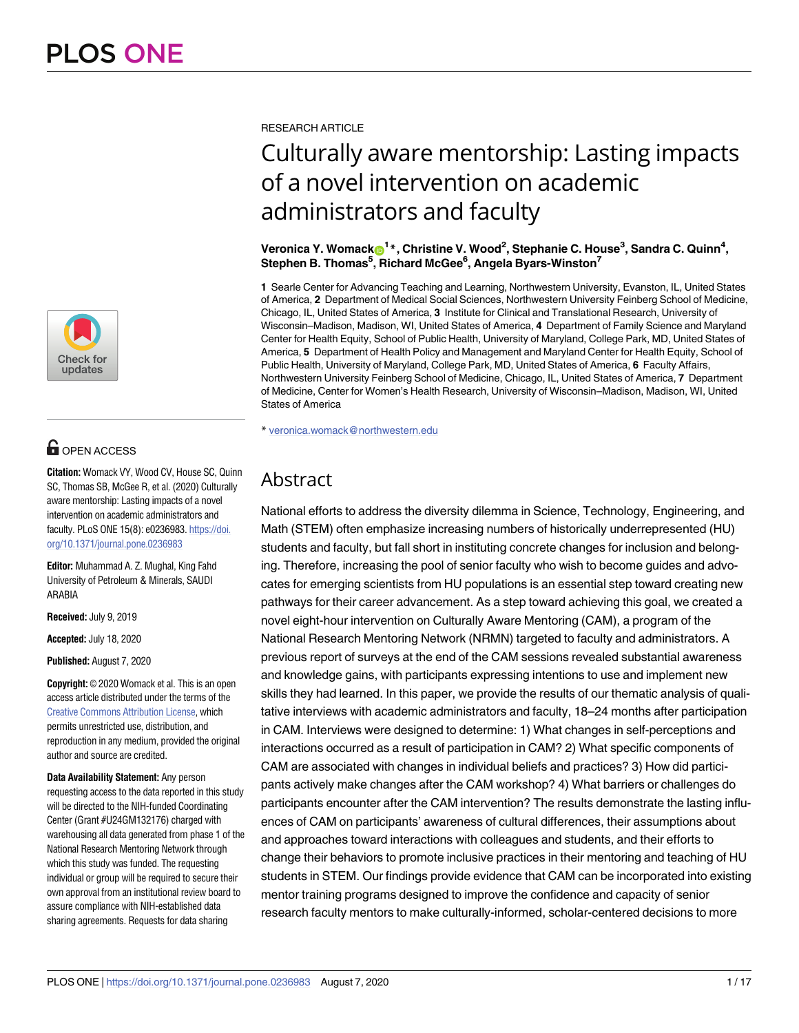RESEARCH ARTICLE

# Culturally aware mentorship: Lasting impacts of a novel intervention on academic administrators and faculty

**Veronica Y. Womack[1]*, Christine V. Wood[2], Stephanie C. House[3], Sandra C. Quinn[4], Stephen B. Thomas[5], Richard McGee[6], Angela Byars-Winston[7]**

**1** Searle Center for Advancing Teaching and Learning, Northwestern University, Evanston, IL, United States of America, **2** Department of Medical Social Sciences, Northwestern University Feinberg School of Medicine, Chicago, IL, United States of America, **3** Institute for Clinical and Translational Research, University of Wisconsin–Madison, Madison, WI, United States of America, **4** Department of Family Science and Maryland Center for Health Equity, School of Public Health, University of Maryland, College Park, MD, United States of America, **5** Department of Health Policy and Management and Maryland Center for Health Equity, School of Public Health, University of Maryland, College Park, MD, United States of America, **6** Faculty Affairs, Northwestern University Feinberg School of Medicine, Chicago, IL, United States of America, **7** Department of Medicine, Center for Women's Health Research, University of Wisconsin–Madison, Madison, WI, United States of America

* veronica.womack@northwestern.edu

OPEN ACCESS

**Citation:** Womack VY, Wood CV, House SC, Quinn SC, Thomas SB, McGee R, et al. (2020) Culturally aware mentorship: Lasting impacts of a novel intervention on academic administrators and faculty. PLoS ONE 15(8): e0236983. https://doi.org/10.1371/journal.pone.0236983

**Editor:** Muhammad A. Z. Mughal, King Fahd University of Petroleum & Minerals, SAUDI ARABIA

**Received:** July 9, 2019

**Accepted:** July 18, 2020

**Published:** August 7, 2020

**Copyright:** © 2020 Womack et al. This is an open access article distributed under the terms of the Creative Commons Attribution License, which permits unrestricted use, distribution, and reproduction in any medium, provided the original author and source are credited.

**Data Availability Statement:** Any person requesting access to the data reported in this study will be directed to the NIH-funded Coordinating Center (Grant #U24GM132176) charged with warehousing all data generated from phase 1 of the National Research Mentoring Network through which this study was funded. The requesting individual or group will be required to secure their own approval from an institutional review board to assure compliance with NIH-established data sharing agreements. Requests for data sharing

## Abstract

National efforts to address the diversity dilemma in Science, Technology, Engineering, and Math (STEM) often emphasize increasing numbers of historically underrepresented (HU) students and faculty, but fall short in instituting concrete changes for inclusion and belonging. Therefore, increasing the pool of senior faculty who wish to become guides and advocates for emerging scientists from HU populations is an essential step toward creating new pathways for their career advancement. As a step toward achieving this goal, we created a novel eight-hour intervention on Culturally Aware Mentoring (CAM), a program of the National Research Mentoring Network (NRMN) targeted to faculty and administrators. A previous report of surveys at the end of the CAM sessions revealed substantial awareness and knowledge gains, with participants expressing intentions to use and implement new skills they had learned. In this paper, we provide the results of our thematic analysis of qualitative interviews with academic administrators and faculty, 18–24 months after participation in CAM. Interviews were designed to determine: 1) What changes in self-perceptions and interactions occurred as a result of participation in CAM? 2) What specific components of CAM are associated with changes in individual beliefs and practices? 3) How did participants actively make changes after the CAM workshop? 4) What barriers or challenges do participants encounter after the CAM intervention? The results demonstrate the lasting influences of CAM on participants' awareness of cultural differences, their assumptions about and approaches toward interactions with colleagues and students, and their efforts to change their behaviors to promote inclusive practices in their mentoring and teaching of HU students in STEM. Our findings provide evidence that CAM can be incorporated into existing mentor training programs designed to improve the confidence and capacity of senior research faculty mentors to make culturally-informed, scholar-centered decisions to more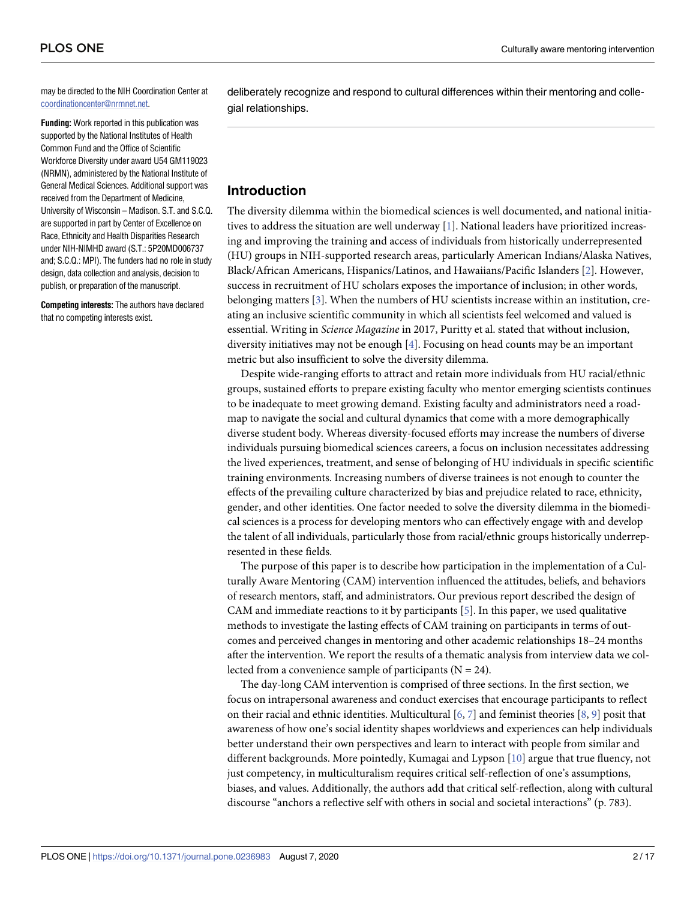may be directed to the NIH Coordination Center at coordinationcenter@nrmnet.net.

**Funding:** Work reported in this publication was supported by the National Institutes of Health Common Fund and the Office of Scientific Workforce Diversity under award U54 GM119023 (NRMN), administered by the National Institute of General Medical Sciences. Additional support was received from the Department of Medicine, University of Wisconsin – Madison. S.T. and S.C.Q. are supported in part by Center of Excellence on Race, Ethnicity and Health Disparities Research under NIH-NIMHD award (S.T.: 5P20MD006737 and; S.C.Q.: MPI). The funders had no role in study design, data collection and analysis, decision to publish, or preparation of the manuscript.

**Competing interests:** The authors have declared that no competing interests exist.

deliberately recognize and respond to cultural differences within their mentoring and collegial relationships.

## Introduction

The diversity dilemma within the biomedical sciences is well documented, and national initiatives to address the situation are well underway [1]. National leaders have prioritized increasing and improving the training and access of individuals from historically underrepresented (HU) groups in NIH-supported research areas, particularly American Indians/Alaska Natives, Black/African Americans, Hispanics/Latinos, and Hawaiians/Pacific Islanders [2]. However, success in recruitment of HU scholars exposes the importance of inclusion; in other words, belonging matters [3]. When the numbers of HU scientists increase within an institution, creating an inclusive scientific community in which all scientists feel welcomed and valued is essential. Writing in *Science Magazine* in 2017, Puritty et al. stated that without inclusion, diversity initiatives may not be enough [4]. Focusing on head counts may be an important metric but also insufficient to solve the diversity dilemma.

Despite wide-ranging efforts to attract and retain more individuals from HU racial/ethnic groups, sustained efforts to prepare existing faculty who mentor emerging scientists continues to be inadequate to meet growing demand. Existing faculty and administrators need a roadmap to navigate the social and cultural dynamics that come with a more demographically diverse student body. Whereas diversity-focused efforts may increase the numbers of diverse individuals pursuing biomedical sciences careers, a focus on inclusion necessitates addressing the lived experiences, treatment, and sense of belonging of HU individuals in specific scientific training environments. Increasing numbers of diverse trainees is not enough to counter the effects of the prevailing culture characterized by bias and prejudice related to race, ethnicity, gender, and other identities. One factor needed to solve the diversity dilemma in the biomedical sciences is a process for developing mentors who can effectively engage with and develop the talent of all individuals, particularly those from racial/ethnic groups historically underrepresented in these fields.

The purpose of this paper is to describe how participation in the implementation of a Culturally Aware Mentoring (CAM) intervention influenced the attitudes, beliefs, and behaviors of research mentors, staff, and administrators. Our previous report described the design of CAM and immediate reactions to it by participants [5]. In this paper, we used qualitative methods to investigate the lasting effects of CAM training on participants in terms of outcomes and perceived changes in mentoring and other academic relationships 18–24 months after the intervention. We report the results of a thematic analysis from interview data we collected from a convenience sample of participants (N = 24).

The day-long CAM intervention is comprised of three sections. In the first section, we focus on intrapersonal awareness and conduct exercises that encourage participants to reflect on their racial and ethnic identities. Multicultural [6, 7] and feminist theories [8, 9] posit that awareness of how one's social identity shapes worldviews and experiences can help individuals better understand their own perspectives and learn to interact with people from similar and different backgrounds. More pointedly, Kumagai and Lypson [10] argue that true fluency, not just competency, in multiculturalism requires critical self-reflection of one's assumptions, biases, and values. Additionally, the authors add that critical self-reflection, along with cultural discourse "anchors a reflective self with others in social and societal interactions" (p. 783).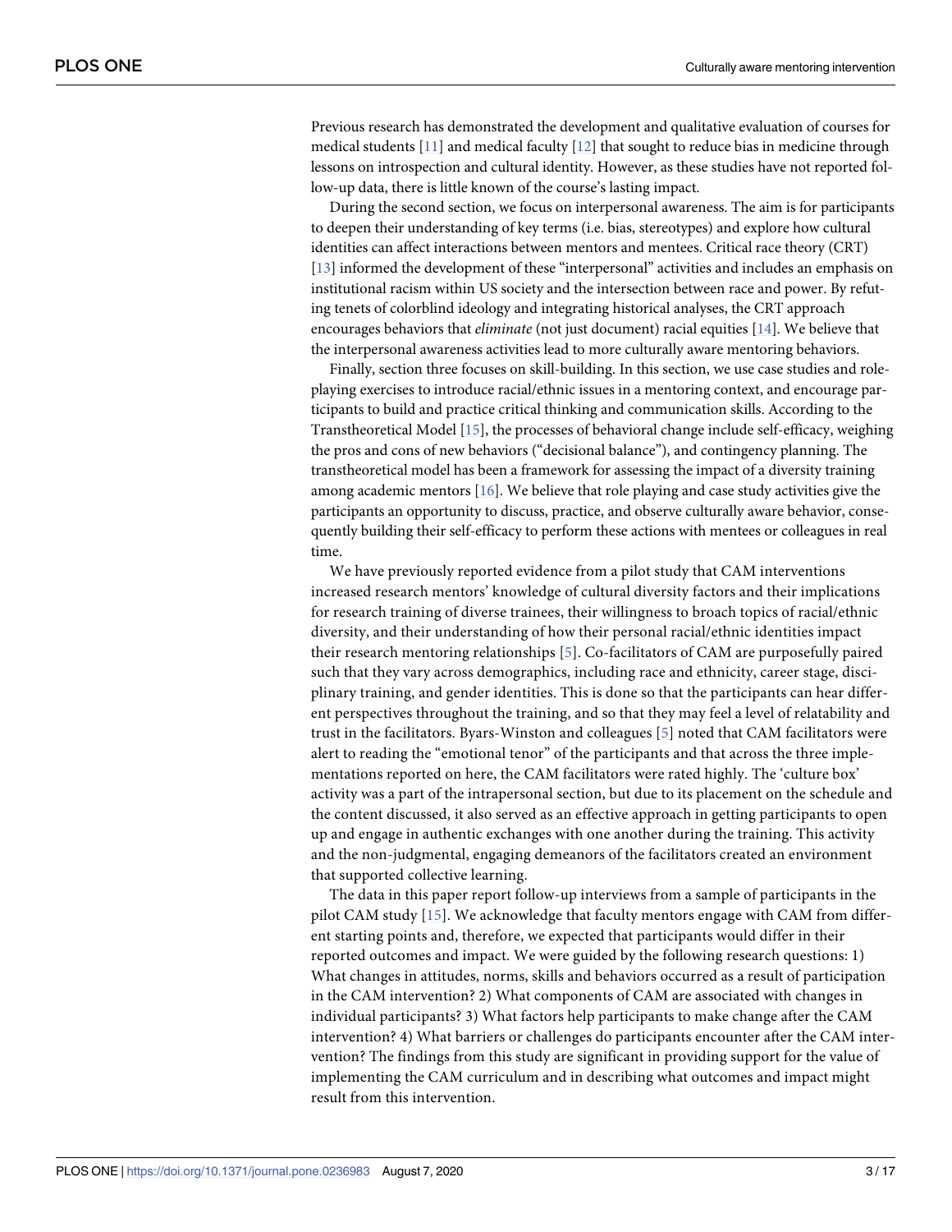Previous research has demonstrated the development and qualitative evaluation of courses for medical students [11] and medical faculty [12] that sought to reduce bias in medicine through lessons on introspection and cultural identity. However, as these studies have not reported follow-up data, there is little known of the course's lasting impact.

During the second section, we focus on interpersonal awareness. The aim is for participants to deepen their understanding of key terms (i.e. bias, stereotypes) and explore how cultural identities can affect interactions between mentors and mentees. Critical race theory (CRT) [13] informed the development of these "interpersonal" activities and includes an emphasis on institutional racism within US society and the intersection between race and power. By refuting tenets of colorblind ideology and integrating historical analyses, the CRT approach encourages behaviors that *eliminate* (not just document) racial equities [14]. We believe that the interpersonal awareness activities lead to more culturally aware mentoring behaviors.

Finally, section three focuses on skill-building. In this section, we use case studies and role-playing exercises to introduce racial/ethnic issues in a mentoring context, and encourage participants to build and practice critical thinking and communication skills. According to the Transtheoretical Model [15], the processes of behavioral change include self-efficacy, weighing the pros and cons of new behaviors ("decisional balance"), and contingency planning. The transtheoretical model has been a framework for assessing the impact of a diversity training among academic mentors [16]. We believe that role playing and case study activities give the participants an opportunity to discuss, practice, and observe culturally aware behavior, consequently building their self-efficacy to perform these actions with mentees or colleagues in real time.

We have previously reported evidence from a pilot study that CAM interventions increased research mentors' knowledge of cultural diversity factors and their implications for research training of diverse trainees, their willingness to broach topics of racial/ethnic diversity, and their understanding of how their personal racial/ethnic identities impact their research mentoring relationships [5]. Co-facilitators of CAM are purposefully paired such that they vary across demographics, including race and ethnicity, career stage, disciplinary training, and gender identities. This is done so that the participants can hear different perspectives throughout the training, and so that they may feel a level of relatability and trust in the facilitators. Byars-Winston and colleagues [5] noted that CAM facilitators were alert to reading the "emotional tenor" of the participants and that across the three implementations reported on here, the CAM facilitators were rated highly. The 'culture box' activity was a part of the intrapersonal section, but due to its placement on the schedule and the content discussed, it also served as an effective approach in getting participants to open up and engage in authentic exchanges with one another during the training. This activity and the non-judgmental, engaging demeanors of the facilitators created an environment that supported collective learning.

The data in this paper report follow-up interviews from a sample of participants in the pilot CAM study [15]. We acknowledge that faculty mentors engage with CAM from different starting points and, therefore, we expected that participants would differ in their reported outcomes and impact. We were guided by the following research questions: 1) What changes in attitudes, norms, skills and behaviors occurred as a result of participation in the CAM intervention? 2) What components of CAM are associated with changes in individual participants? 3) What factors help participants to make change after the CAM intervention? 4) What barriers or challenges do participants encounter after the CAM intervention? The findings from this study are significant in providing support for the value of implementing the CAM curriculum and in describing what outcomes and impact might result from this intervention.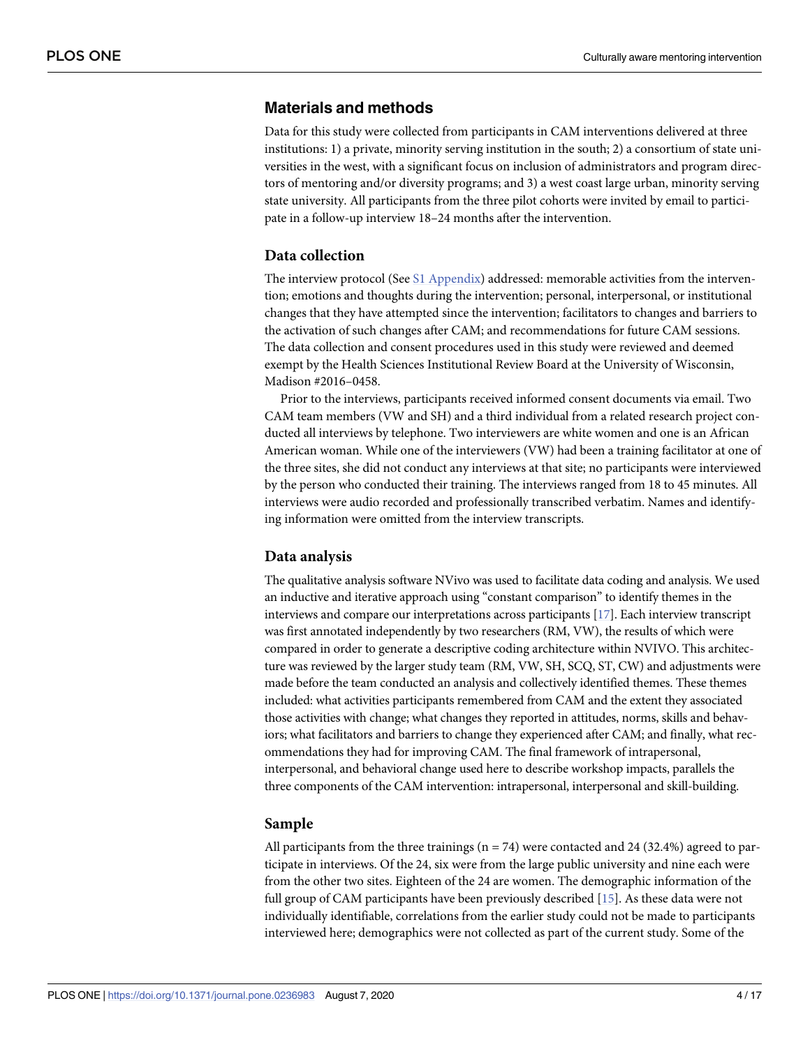## Materials and methods

Data for this study were collected from participants in CAM interventions delivered at three institutions: 1) a private, minority serving institution in the south; 2) a consortium of state universities in the west, with a significant focus on inclusion of administrators and program directors of mentoring and/or diversity programs; and 3) a west coast large urban, minority serving state university. All participants from the three pilot cohorts were invited by email to participate in a follow-up interview 18–24 months after the intervention.

### Data collection

The interview protocol (See S1 Appendix) addressed: memorable activities from the intervention; emotions and thoughts during the intervention; personal, interpersonal, or institutional changes that they have attempted since the intervention; facilitators to changes and barriers to the activation of such changes after CAM; and recommendations for future CAM sessions. The data collection and consent procedures used in this study were reviewed and deemed exempt by the Health Sciences Institutional Review Board at the University of Wisconsin, Madison #2016–0458.

Prior to the interviews, participants received informed consent documents via email. Two CAM team members (VW and SH) and a third individual from a related research project conducted all interviews by telephone. Two interviewers are white women and one is an African American woman. While one of the interviewers (VW) had been a training facilitator at one of the three sites, she did not conduct any interviews at that site; no participants were interviewed by the person who conducted their training. The interviews ranged from 18 to 45 minutes. All interviews were audio recorded and professionally transcribed verbatim. Names and identifying information were omitted from the interview transcripts.

### Data analysis

The qualitative analysis software NVivo was used to facilitate data coding and analysis. We used an inductive and iterative approach using "constant comparison" to identify themes in the interviews and compare our interpretations across participants [17]. Each interview transcript was first annotated independently by two researchers (RM, VW), the results of which were compared in order to generate a descriptive coding architecture within NVIVO. This architecture was reviewed by the larger study team (RM, VW, SH, SCQ, ST, CW) and adjustments were made before the team conducted an analysis and collectively identified themes. These themes included: what activities participants remembered from CAM and the extent they associated those activities with change; what changes they reported in attitudes, norms, skills and behaviors; what facilitators and barriers to change they experienced after CAM; and finally, what recommendations they had for improving CAM. The final framework of intrapersonal, interpersonal, and behavioral change used here to describe workshop impacts, parallels the three components of the CAM intervention: intrapersonal, interpersonal and skill-building.

### Sample

All participants from the three trainings (n = 74) were contacted and 24 (32.4%) agreed to participate in interviews. Of the 24, six were from the large public university and nine each were from the other two sites. Eighteen of the 24 are women. The demographic information of the full group of CAM participants have been previously described [15]. As these data were not individually identifiable, correlations from the earlier study could not be made to participants interviewed here; demographics were not collected as part of the current study. Some of the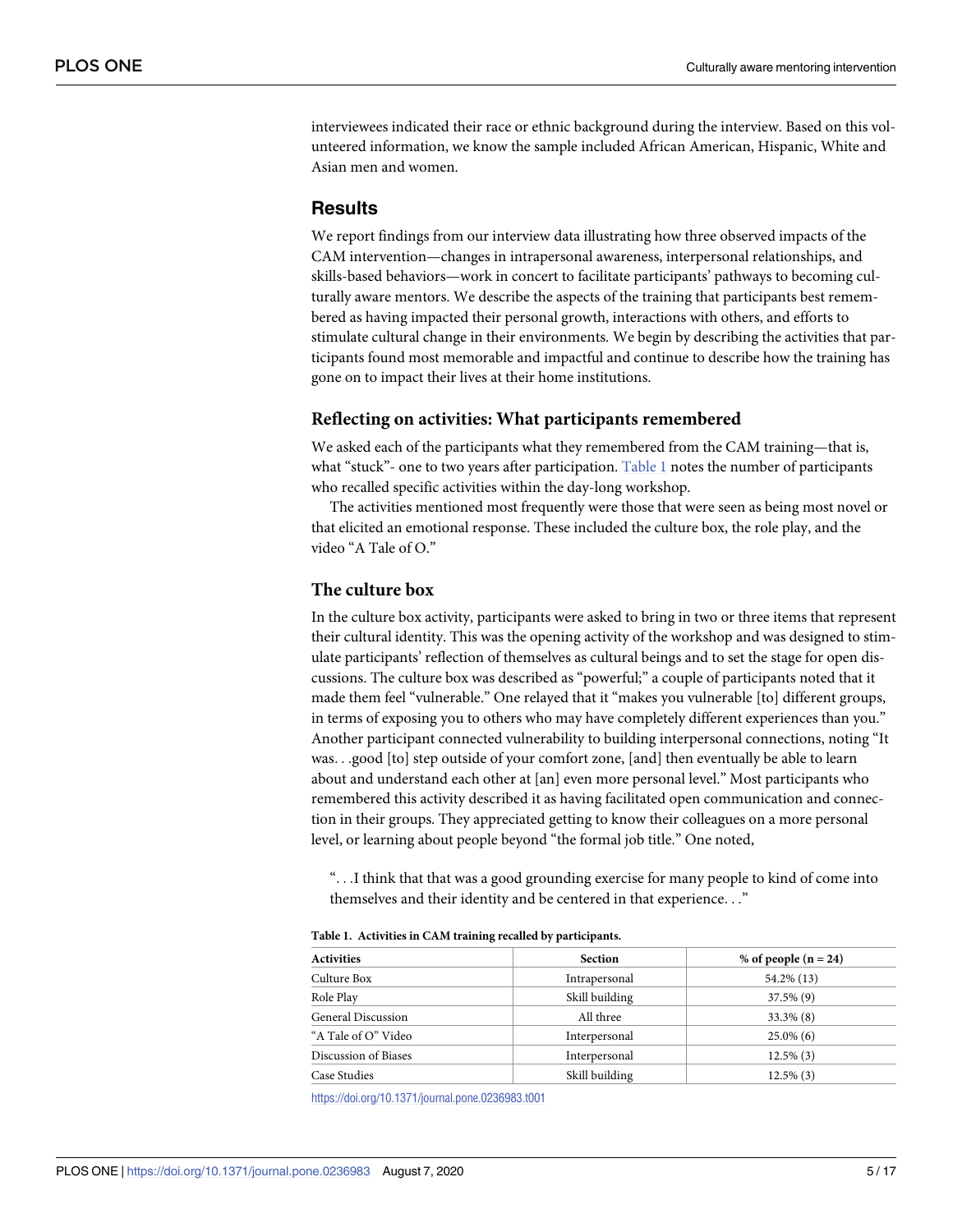interviewees indicated their race or ethnic background during the interview. Based on this volunteered information, we know the sample included African American, Hispanic, White and Asian men and women.

## Results

We report findings from our interview data illustrating how three observed impacts of the CAM intervention—changes in intrapersonal awareness, interpersonal relationships, and skills-based behaviors—work in concert to facilitate participants' pathways to becoming culturally aware mentors. We describe the aspects of the training that participants best remembered as having impacted their personal growth, interactions with others, and efforts to stimulate cultural change in their environments. We begin by describing the activities that participants found most memorable and impactful and continue to describe how the training has gone on to impact their lives at their home institutions.

### Reflecting on activities: What participants remembered

We asked each of the participants what they remembered from the CAM training—that is, what "stuck"- one to two years after participation. Table 1 notes the number of participants who recalled specific activities within the day-long workshop.

The activities mentioned most frequently were those that were seen as being most novel or that elicited an emotional response. These included the culture box, the role play, and the video "A Tale of O."

### The culture box

In the culture box activity, participants were asked to bring in two or three items that represent their cultural identity. This was the opening activity of the workshop and was designed to stimulate participants' reflection of themselves as cultural beings and to set the stage for open discussions. The culture box was described as "powerful;" a couple of participants noted that it made them feel "vulnerable." One relayed that it "makes you vulnerable [to] different groups, in terms of exposing you to others who may have completely different experiences than you." Another participant connected vulnerability to building interpersonal connections, noting "It was. . .good [to] step outside of your comfort zone, [and] then eventually be able to learn about and understand each other at [an] even more personal level." Most participants who remembered this activity described it as having facilitated open communication and connection in their groups. They appreciated getting to know their colleagues on a more personal level, or learning about people beyond "the formal job title." One noted,

> ". . .I think that that was a good grounding exercise for many people to kind of come into themselves and their identity and be centered in that experience. . ."

**Table 1. Activities in CAM training recalled by participants.**

| Activities | Section | % of people (n = 24) |
|---|---|---|
| Culture Box | Intrapersonal | 54.2% (13) |
| Role Play | Skill building | 37.5% (9) |
| General Discussion | All three | 33.3% (8) |
| "A Tale of O" Video | Interpersonal | 25.0% (6) |
| Discussion of Biases | Interpersonal | 12.5% (3) |
| Case Studies | Skill building | 12.5% (3) |

https://doi.org/10.1371/journal.pone.0236983.t001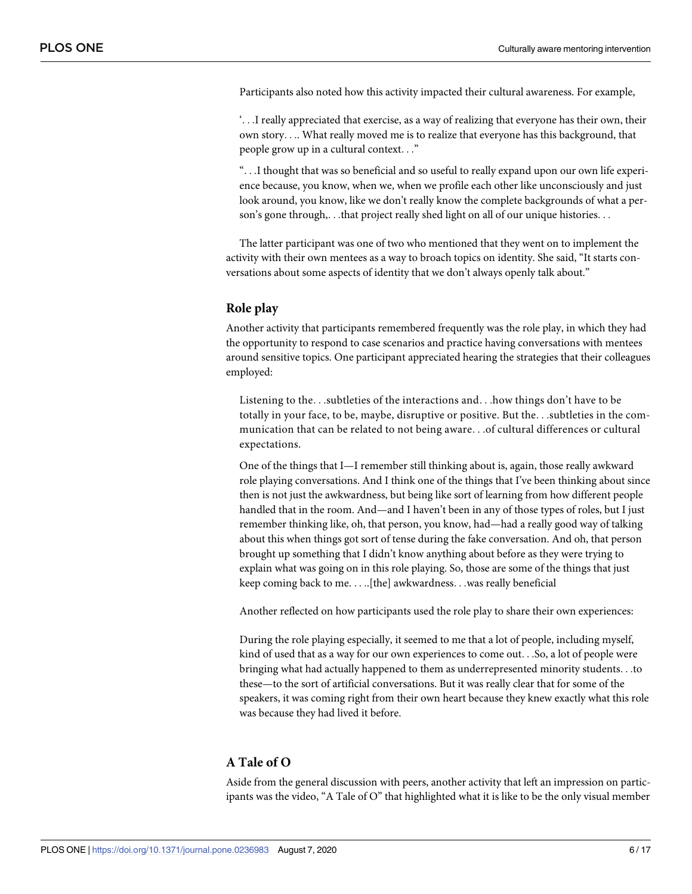Participants also noted how this activity impacted their cultural awareness. For example,

> '. . .I really appreciated that exercise, as a way of realizing that everyone has their own, their own story. . .. What really moved me is to realize that everyone has this background, that people grow up in a cultural context. . ."
>
> ". . .I thought that was so beneficial and so useful to really expand upon our own life experience because, you know, when we, when we profile each other like unconsciously and just look around, you know, like we don't really know the complete backgrounds of what a person's gone through,. . .that project really shed light on all of our unique histories. . .

The latter participant was one of two who mentioned that they went on to implement the activity with their own mentees as a way to broach topics on identity. She said, "It starts conversations about some aspects of identity that we don't always openly talk about."

### Role play

Another activity that participants remembered frequently was the role play, in which they had the opportunity to respond to case scenarios and practice having conversations with mentees around sensitive topics. One participant appreciated hearing the strategies that their colleagues employed:

> Listening to the. . .subtleties of the interactions and. . .how things don't have to be totally in your face, to be, maybe, disruptive or positive. But the. . .subtleties in the communication that can be related to not being aware. . .of cultural differences or cultural expectations.
>
> One of the things that I—I remember still thinking about is, again, those really awkward role playing conversations. And I think one of the things that I've been thinking about since then is not just the awkwardness, but being like sort of learning from how different people handled that in the room. And—and I haven't been in any of those types of roles, but I just remember thinking like, oh, that person, you know, had—had a really good way of talking about this when things got sort of tense during the fake conversation. And oh, that person brought up something that I didn't know anything about before as they were trying to explain what was going on in this role playing. So, those are some of the things that just keep coming back to me. . . ..[the] awkwardness. . .was really beneficial

Another reflected on how participants used the role play to share their own experiences:

> During the role playing especially, it seemed to me that a lot of people, including myself, kind of used that as a way for our own experiences to come out. . .So, a lot of people were bringing what had actually happened to them as underrepresented minority students. . .to these—to the sort of artificial conversations. But it was really clear that for some of the speakers, it was coming right from their own heart because they knew exactly what this role was because they had lived it before.

### A Tale of O

Aside from the general discussion with peers, another activity that left an impression on participants was the video, "A Tale of O" that highlighted what it is like to be the only visual member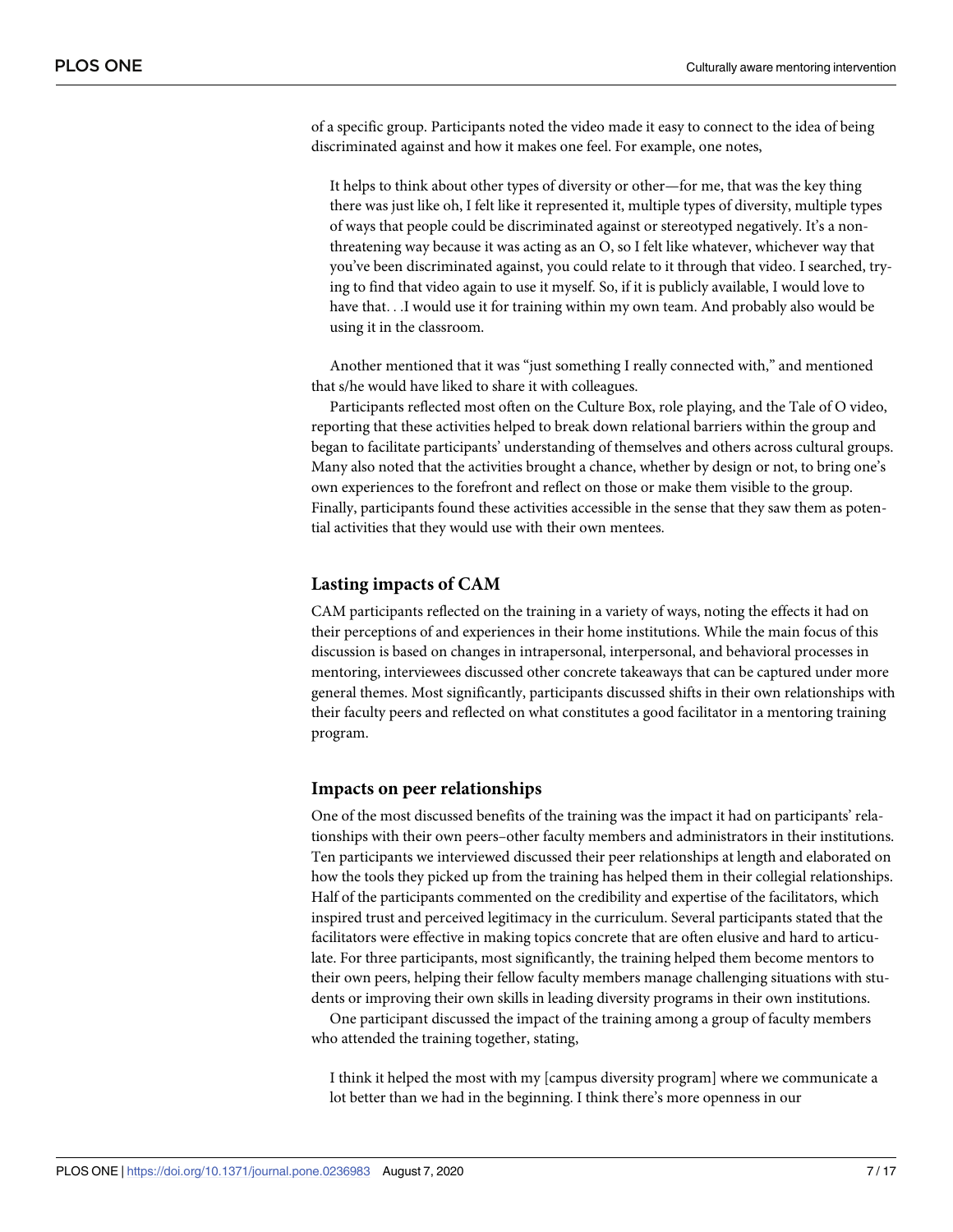of a specific group. Participants noted the video made it easy to connect to the idea of being discriminated against and how it makes one feel. For example, one notes,

> It helps to think about other types of diversity or other—for me, that was the key thing there was just like oh, I felt like it represented it, multiple types of diversity, multiple types of ways that people could be discriminated against or stereotyped negatively. It's a non-threatening way because it was acting as an O, so I felt like whatever, whichever way that you've been discriminated against, you could relate to it through that video. I searched, trying to find that video again to use it myself. So, if it is publicly available, I would love to have that. . .I would use it for training within my own team. And probably also would be using it in the classroom.

Another mentioned that it was "just something I really connected with," and mentioned that s/he would have liked to share it with colleagues.

Participants reflected most often on the Culture Box, role playing, and the Tale of O video, reporting that these activities helped to break down relational barriers within the group and began to facilitate participants' understanding of themselves and others across cultural groups. Many also noted that the activities brought a chance, whether by design or not, to bring one's own experiences to the forefront and reflect on those or make them visible to the group. Finally, participants found these activities accessible in the sense that they saw them as potential activities that they would use with their own mentees.

## Lasting impacts of CAM

CAM participants reflected on the training in a variety of ways, noting the effects it had on their perceptions of and experiences in their home institutions. While the main focus of this discussion is based on changes in intrapersonal, interpersonal, and behavioral processes in mentoring, interviewees discussed other concrete takeaways that can be captured under more general themes. Most significantly, participants discussed shifts in their own relationships with their faculty peers and reflected on what constitutes a good facilitator in a mentoring training program.

## Impacts on peer relationships

One of the most discussed benefits of the training was the impact it had on participants' relationships with their own peers–other faculty members and administrators in their institutions. Ten participants we interviewed discussed their peer relationships at length and elaborated on how the tools they picked up from the training has helped them in their collegial relationships. Half of the participants commented on the credibility and expertise of the facilitators, which inspired trust and perceived legitimacy in the curriculum. Several participants stated that the facilitators were effective in making topics concrete that are often elusive and hard to articulate. For three participants, most significantly, the training helped them become mentors to their own peers, helping their fellow faculty members manage challenging situations with students or improving their own skills in leading diversity programs in their own institutions.

One participant discussed the impact of the training among a group of faculty members who attended the training together, stating,

> I think it helped the most with my [campus diversity program] where we communicate a lot better than we had in the beginning. I think there's more openness in our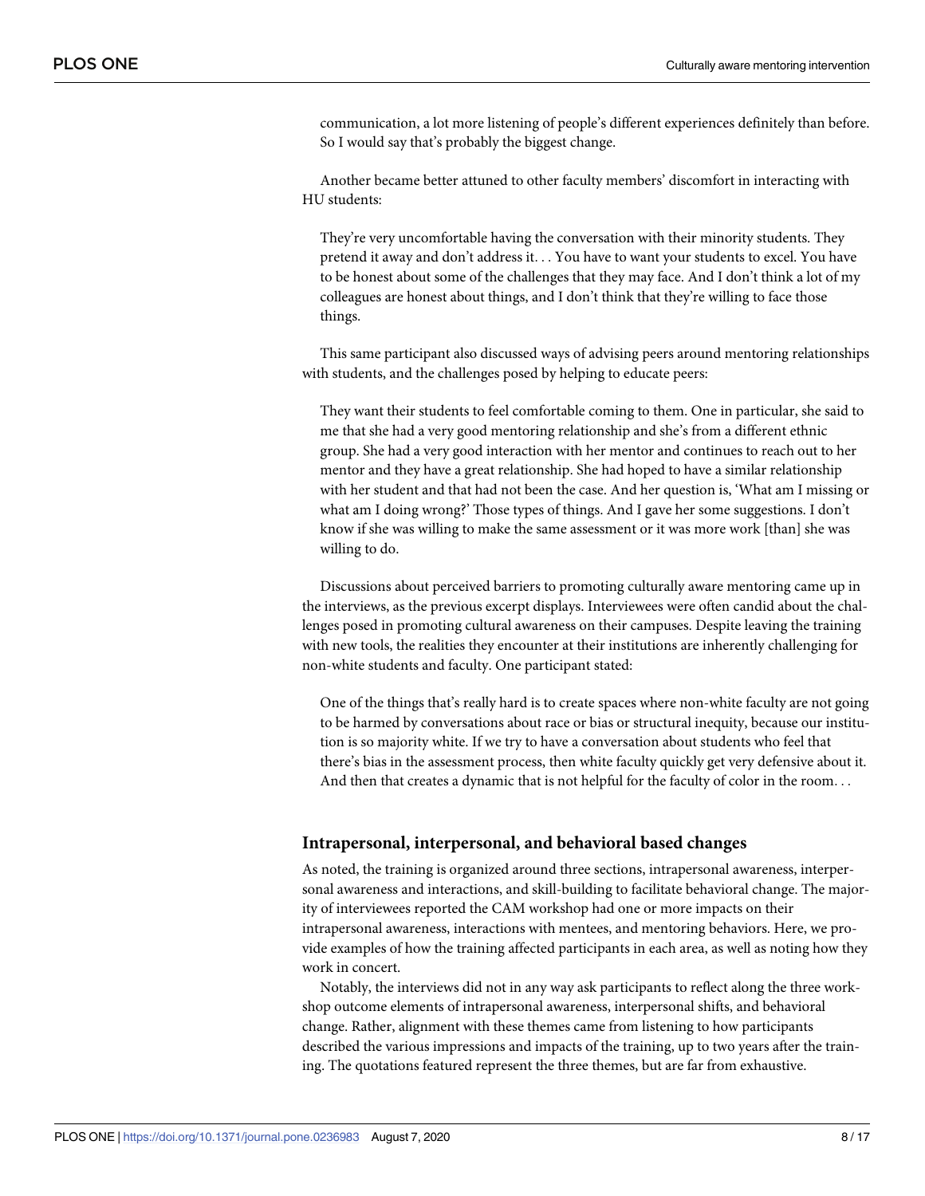communication, a lot more listening of people's different experiences definitely than before. So I would say that's probably the biggest change.

Another became better attuned to other faculty members' discomfort in interacting with HU students:

> They're very uncomfortable having the conversation with their minority students. They pretend it away and don't address it. . . You have to want your students to excel. You have to be honest about some of the challenges that they may face. And I don't think a lot of my colleagues are honest about things, and I don't think that they're willing to face those things.

This same participant also discussed ways of advising peers around mentoring relationships with students, and the challenges posed by helping to educate peers:

> They want their students to feel comfortable coming to them. One in particular, she said to me that she had a very good mentoring relationship and she's from a different ethnic group. She had a very good interaction with her mentor and continues to reach out to her mentor and they have a great relationship. She had hoped to have a similar relationship with her student and that had not been the case. And her question is, 'What am I missing or what am I doing wrong?' Those types of things. And I gave her some suggestions. I don't know if she was willing to make the same assessment or it was more work [than] she was willing to do.

Discussions about perceived barriers to promoting culturally aware mentoring came up in the interviews, as the previous excerpt displays. Interviewees were often candid about the challenges posed in promoting cultural awareness on their campuses. Despite leaving the training with new tools, the realities they encounter at their institutions are inherently challenging for non-white students and faculty. One participant stated:

> One of the things that's really hard is to create spaces where non-white faculty are not going to be harmed by conversations about race or bias or structural inequity, because our institution is so majority white. If we try to have a conversation about students who feel that there's bias in the assessment process, then white faculty quickly get very defensive about it. And then that creates a dynamic that is not helpful for the faculty of color in the room. . .

### Intrapersonal, interpersonal, and behavioral based changes

As noted, the training is organized around three sections, intrapersonal awareness, interpersonal awareness and interactions, and skill-building to facilitate behavioral change. The majority of interviewees reported the CAM workshop had one or more impacts on their intrapersonal awareness, interactions with mentees, and mentoring behaviors. Here, we provide examples of how the training affected participants in each area, as well as noting how they work in concert.

Notably, the interviews did not in any way ask participants to reflect along the three workshop outcome elements of intrapersonal awareness, interpersonal shifts, and behavioral change. Rather, alignment with these themes came from listening to how participants described the various impressions and impacts of the training, up to two years after the training. The quotations featured represent the three themes, but are far from exhaustive.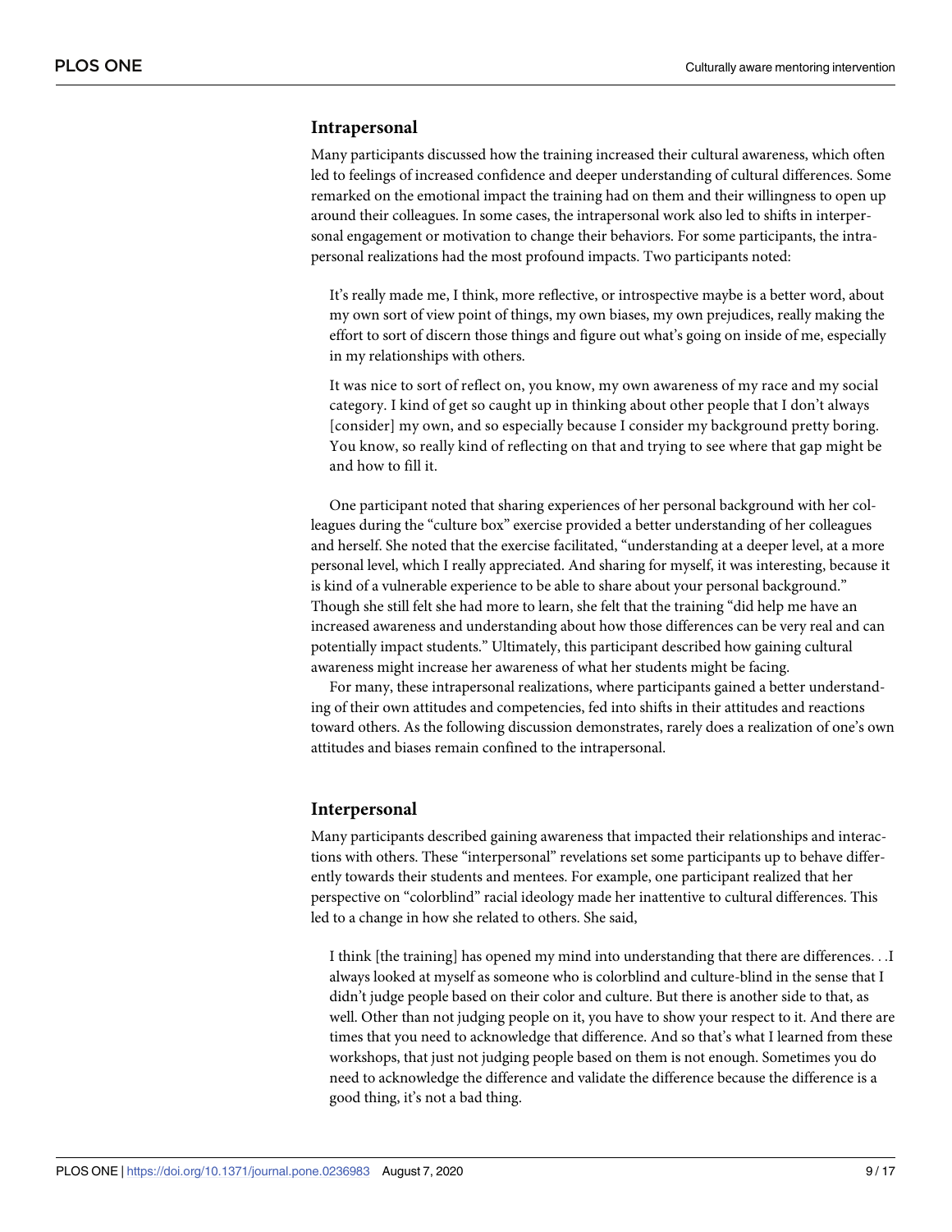### Intrapersonal

Many participants discussed how the training increased their cultural awareness, which often led to feelings of increased confidence and deeper understanding of cultural differences. Some remarked on the emotional impact the training had on them and their willingness to open up around their colleagues. In some cases, the intrapersonal work also led to shifts in interpersonal engagement or motivation to change their behaviors. For some participants, the intrapersonal realizations had the most profound impacts. Two participants noted:

> It's really made me, I think, more reflective, or introspective maybe is a better word, about my own sort of view point of things, my own biases, my own prejudices, really making the effort to sort of discern those things and figure out what's going on inside of me, especially in my relationships with others.

> It was nice to sort of reflect on, you know, my own awareness of my race and my social category. I kind of get so caught up in thinking about other people that I don't always [consider] my own, and so especially because I consider my background pretty boring. You know, so really kind of reflecting on that and trying to see where that gap might be and how to fill it.

One participant noted that sharing experiences of her personal background with her colleagues during the "culture box" exercise provided a better understanding of her colleagues and herself. She noted that the exercise facilitated, "understanding at a deeper level, at a more personal level, which I really appreciated. And sharing for myself, it was interesting, because it is kind of a vulnerable experience to be able to share about your personal background." Though she still felt she had more to learn, she felt that the training "did help me have an increased awareness and understanding about how those differences can be very real and can potentially impact students." Ultimately, this participant described how gaining cultural awareness might increase her awareness of what her students might be facing.

For many, these intrapersonal realizations, where participants gained a better understanding of their own attitudes and competencies, fed into shifts in their attitudes and reactions toward others. As the following discussion demonstrates, rarely does a realization of one's own attitudes and biases remain confined to the intrapersonal.

### Interpersonal

Many participants described gaining awareness that impacted their relationships and interactions with others. These "interpersonal" revelations set some participants up to behave differently towards their students and mentees. For example, one participant realized that her perspective on "colorblind" racial ideology made her inattentive to cultural differences. This led to a change in how she related to others. She said,

> I think [the training] has opened my mind into understanding that there are differences. . .I always looked at myself as someone who is colorblind and culture-blind in the sense that I didn't judge people based on their color and culture. But there is another side to that, as well. Other than not judging people on it, you have to show your respect to it. And there are times that you need to acknowledge that difference. And so that's what I learned from these workshops, that just not judging people based on them is not enough. Sometimes you do need to acknowledge the difference and validate the difference because the difference is a good thing, it's not a bad thing.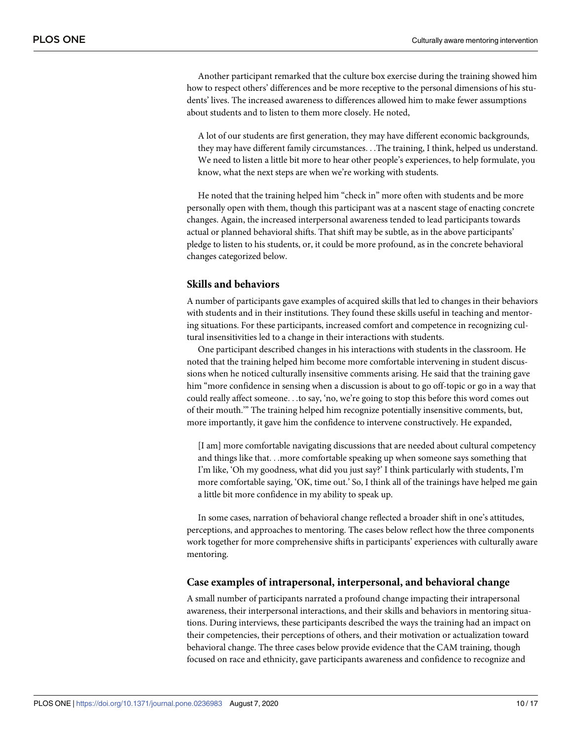Another participant remarked that the culture box exercise during the training showed him how to respect others' differences and be more receptive to the personal dimensions of his students' lives. The increased awareness to differences allowed him to make fewer assumptions about students and to listen to them more closely. He noted,

> A lot of our students are first generation, they may have different economic backgrounds, they may have different family circumstances. . .The training, I think, helped us understand. We need to listen a little bit more to hear other people's experiences, to help formulate, you know, what the next steps are when we're working with students.

He noted that the training helped him "check in" more often with students and be more personally open with them, though this participant was at a nascent stage of enacting concrete changes. Again, the increased interpersonal awareness tended to lead participants towards actual or planned behavioral shifts. That shift may be subtle, as in the above participants' pledge to listen to his students, or, it could be more profound, as in the concrete behavioral changes categorized below.

### Skills and behaviors

A number of participants gave examples of acquired skills that led to changes in their behaviors with students and in their institutions. They found these skills useful in teaching and mentoring situations. For these participants, increased comfort and competence in recognizing cultural insensitivities led to a change in their interactions with students.

One participant described changes in his interactions with students in the classroom. He noted that the training helped him become more comfortable intervening in student discussions when he noticed culturally insensitive comments arising. He said that the training gave him "more confidence in sensing when a discussion is about to go off-topic or go in a way that could really affect someone. . .to say, 'no, we're going to stop this before this word comes out of their mouth.'" The training helped him recognize potentially insensitive comments, but, more importantly, it gave him the confidence to intervene constructively. He expanded,

> [I am] more comfortable navigating discussions that are needed about cultural competency and things like that. . .more comfortable speaking up when someone says something that I'm like, 'Oh my goodness, what did you just say?' I think particularly with students, I'm more comfortable saying, 'OK, time out.' So, I think all of the trainings have helped me gain a little bit more confidence in my ability to speak up.

In some cases, narration of behavioral change reflected a broader shift in one's attitudes, perceptions, and approaches to mentoring. The cases below reflect how the three components work together for more comprehensive shifts in participants' experiences with culturally aware mentoring.

### Case examples of intrapersonal, interpersonal, and behavioral change

A small number of participants narrated a profound change impacting their intrapersonal awareness, their interpersonal interactions, and their skills and behaviors in mentoring situations. During interviews, these participants described the ways the training had an impact on their competencies, their perceptions of others, and their motivation or actualization toward behavioral change. The three cases below provide evidence that the CAM training, though focused on race and ethnicity, gave participants awareness and confidence to recognize and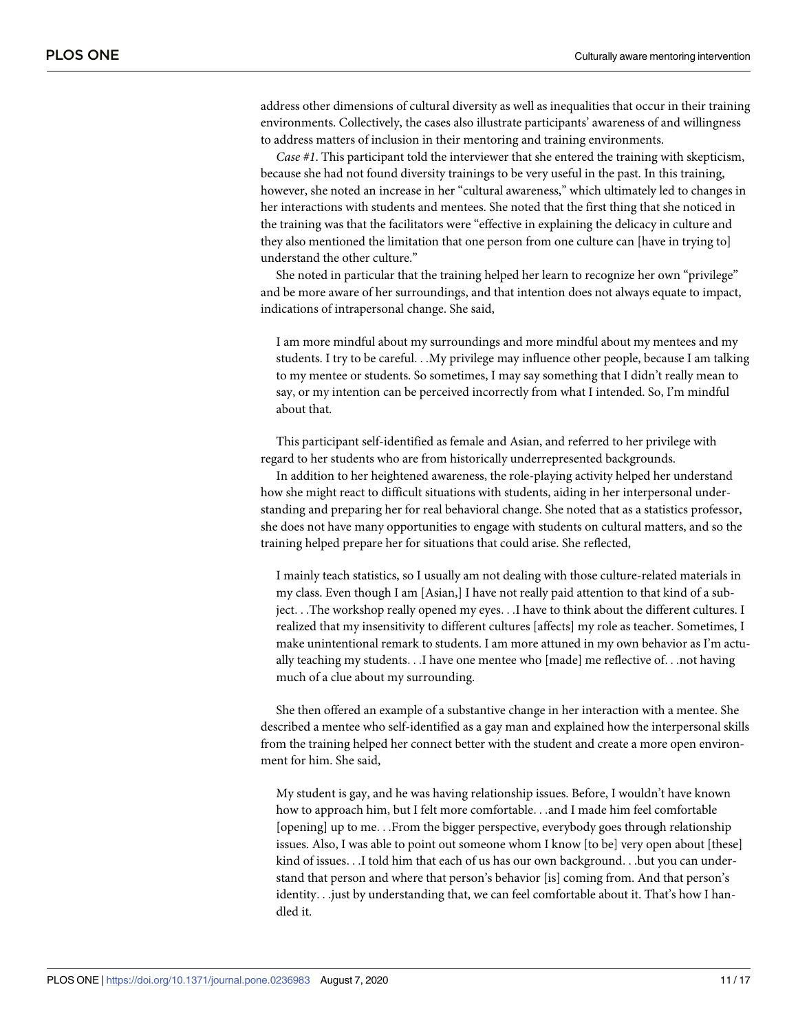address other dimensions of cultural diversity as well as inequalities that occur in their training environments. Collectively, the cases also illustrate participants' awareness of and willingness to address matters of inclusion in their mentoring and training environments.

*Case #1*. This participant told the interviewer that she entered the training with skepticism, because she had not found diversity trainings to be very useful in the past. In this training, however, she noted an increase in her "cultural awareness," which ultimately led to changes in her interactions with students and mentees. She noted that the first thing that she noticed in the training was that the facilitators were "effective in explaining the delicacy in culture and they also mentioned the limitation that one person from one culture can [have in trying to] understand the other culture."

She noted in particular that the training helped her learn to recognize her own "privilege" and be more aware of her surroundings, and that intention does not always equate to impact, indications of intrapersonal change. She said,

> I am more mindful about my surroundings and more mindful about my mentees and my students. I try to be careful. . .My privilege may influence other people, because I am talking to my mentee or students. So sometimes, I may say something that I didn't really mean to say, or my intention can be perceived incorrectly from what I intended. So, I'm mindful about that.

This participant self-identified as female and Asian, and referred to her privilege with regard to her students who are from historically underrepresented backgrounds.

In addition to her heightened awareness, the role-playing activity helped her understand how she might react to difficult situations with students, aiding in her interpersonal understanding and preparing her for real behavioral change. She noted that as a statistics professor, she does not have many opportunities to engage with students on cultural matters, and so the training helped prepare her for situations that could arise. She reflected,

> I mainly teach statistics, so I usually am not dealing with those culture-related materials in my class. Even though I am [Asian,] I have not really paid attention to that kind of a subject. . .The workshop really opened my eyes. . .I have to think about the different cultures. I realized that my insensitivity to different cultures [affects] my role as teacher. Sometimes, I make unintentional remark to students. I am more attuned in my own behavior as I'm actually teaching my students. . .I have one mentee who [made] me reflective of. . .not having much of a clue about my surrounding.

She then offered an example of a substantive change in her interaction with a mentee. She described a mentee who self-identified as a gay man and explained how the interpersonal skills from the training helped her connect better with the student and create a more open environment for him. She said,

> My student is gay, and he was having relationship issues. Before, I wouldn't have known how to approach him, but I felt more comfortable. . .and I made him feel comfortable [opening] up to me. . .From the bigger perspective, everybody goes through relationship issues. Also, I was able to point out someone whom I know [to be] very open about [these] kind of issues. . .I told him that each of us has our own background. . .but you can understand that person and where that person's behavior [is] coming from. And that person's identity. . .just by understanding that, we can feel comfortable about it. That's how I handled it.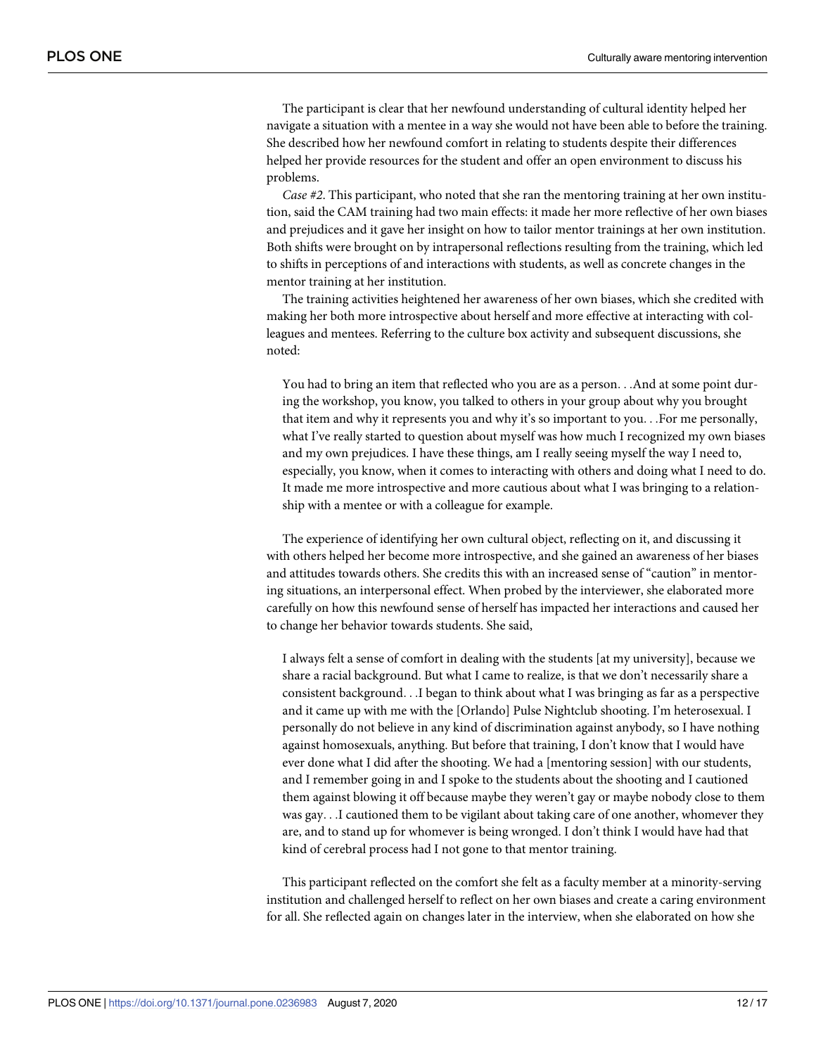The participant is clear that her newfound understanding of cultural identity helped her navigate a situation with a mentee in a way she would not have been able to before the training. She described how her newfound comfort in relating to students despite their differences helped her provide resources for the student and offer an open environment to discuss his problems.

*Case #2*. This participant, who noted that she ran the mentoring training at her own institution, said the CAM training had two main effects: it made her more reflective of her own biases and prejudices and it gave her insight on how to tailor mentor trainings at her own institution. Both shifts were brought on by intrapersonal reflections resulting from the training, which led to shifts in perceptions of and interactions with students, as well as concrete changes in the mentor training at her institution.

The training activities heightened her awareness of her own biases, which she credited with making her both more introspective about herself and more effective at interacting with colleagues and mentees. Referring to the culture box activity and subsequent discussions, she noted:

> You had to bring an item that reflected who you are as a person. . .And at some point during the workshop, you know, you talked to others in your group about why you brought that item and why it represents you and why it's so important to you. . .For me personally, what I've really started to question about myself was how much I recognized my own biases and my own prejudices. I have these things, am I really seeing myself the way I need to, especially, you know, when it comes to interacting with others and doing what I need to do. It made me more introspective and more cautious about what I was bringing to a relationship with a mentee or with a colleague for example.

The experience of identifying her own cultural object, reflecting on it, and discussing it with others helped her become more introspective, and she gained an awareness of her biases and attitudes towards others. She credits this with an increased sense of "caution" in mentoring situations, an interpersonal effect. When probed by the interviewer, she elaborated more carefully on how this newfound sense of herself has impacted her interactions and caused her to change her behavior towards students. She said,

> I always felt a sense of comfort in dealing with the students [at my university], because we share a racial background. But what I came to realize, is that we don't necessarily share a consistent background. . .I began to think about what I was bringing as far as a perspective and it came up with me with the [Orlando] Pulse Nightclub shooting. I'm heterosexual. I personally do not believe in any kind of discrimination against anybody, so I have nothing against homosexuals, anything. But before that training, I don't know that I would have ever done what I did after the shooting. We had a [mentoring session] with our students, and I remember going in and I spoke to the students about the shooting and I cautioned them against blowing it off because maybe they weren't gay or maybe nobody close to them was gay. . .I cautioned them to be vigilant about taking care of one another, whomever they are, and to stand up for whomever is being wronged. I don't think I would have had that kind of cerebral process had I not gone to that mentor training.

This participant reflected on the comfort she felt as a faculty member at a minority-serving institution and challenged herself to reflect on her own biases and create a caring environment for all. She reflected again on changes later in the interview, when she elaborated on how she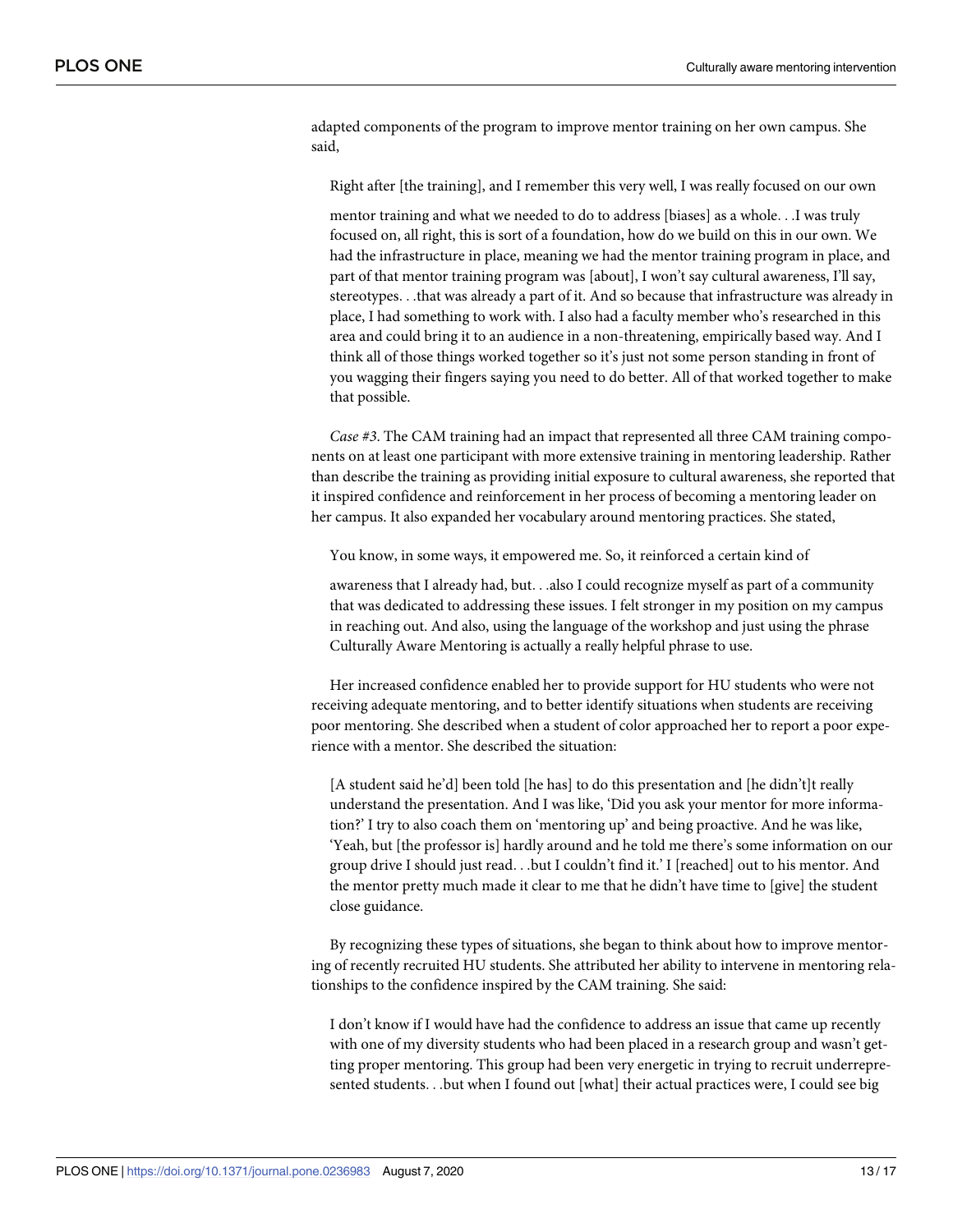adapted components of the program to improve mentor training on her own campus. She said,

> Right after [the training], and I remember this very well, I was really focused on our own mentor training and what we needed to do to address [biases] as a whole. . .I was truly focused on, all right, this is sort of a foundation, how do we build on this in our own. We had the infrastructure in place, meaning we had the mentor training program in place, and part of that mentor training program was [about], I won't say cultural awareness, I'll say, stereotypes. . .that was already a part of it. And so because that infrastructure was already in place, I had something to work with. I also had a faculty member who's researched in this area and could bring it to an audience in a non-threatening, empirically based way. And I think all of those things worked together so it's just not some person standing in front of you wagging their fingers saying you need to do better. All of that worked together to make that possible.

*Case #3*. The CAM training had an impact that represented all three CAM training components on at least one participant with more extensive training in mentoring leadership. Rather than describe the training as providing initial exposure to cultural awareness, she reported that it inspired confidence and reinforcement in her process of becoming a mentoring leader on her campus. It also expanded her vocabulary around mentoring practices. She stated,

> You know, in some ways, it empowered me. So, it reinforced a certain kind of awareness that I already had, but. . .also I could recognize myself as part of a community that was dedicated to addressing these issues. I felt stronger in my position on my campus in reaching out. And also, using the language of the workshop and just using the phrase Culturally Aware Mentoring is actually a really helpful phrase to use.

Her increased confidence enabled her to provide support for HU students who were not receiving adequate mentoring, and to better identify situations when students are receiving poor mentoring. She described when a student of color approached her to report a poor experience with a mentor. She described the situation:

> [A student said he'd] been told [he has] to do this presentation and [he didn't]t really understand the presentation. And I was like, 'Did you ask your mentor for more information?' I try to also coach them on 'mentoring up' and being proactive. And he was like, 'Yeah, but [the professor is] hardly around and he told me there's some information on our group drive I should just read. . .but I couldn't find it.' I [reached] out to his mentor. And the mentor pretty much made it clear to me that he didn't have time to [give] the student close guidance.

By recognizing these types of situations, she began to think about how to improve mentoring of recently recruited HU students. She attributed her ability to intervene in mentoring relationships to the confidence inspired by the CAM training. She said:

> I don't know if I would have had the confidence to address an issue that came up recently with one of my diversity students who had been placed in a research group and wasn't getting proper mentoring. This group had been very energetic in trying to recruit underrepresented students. . .but when I found out [what] their actual practices were, I could see big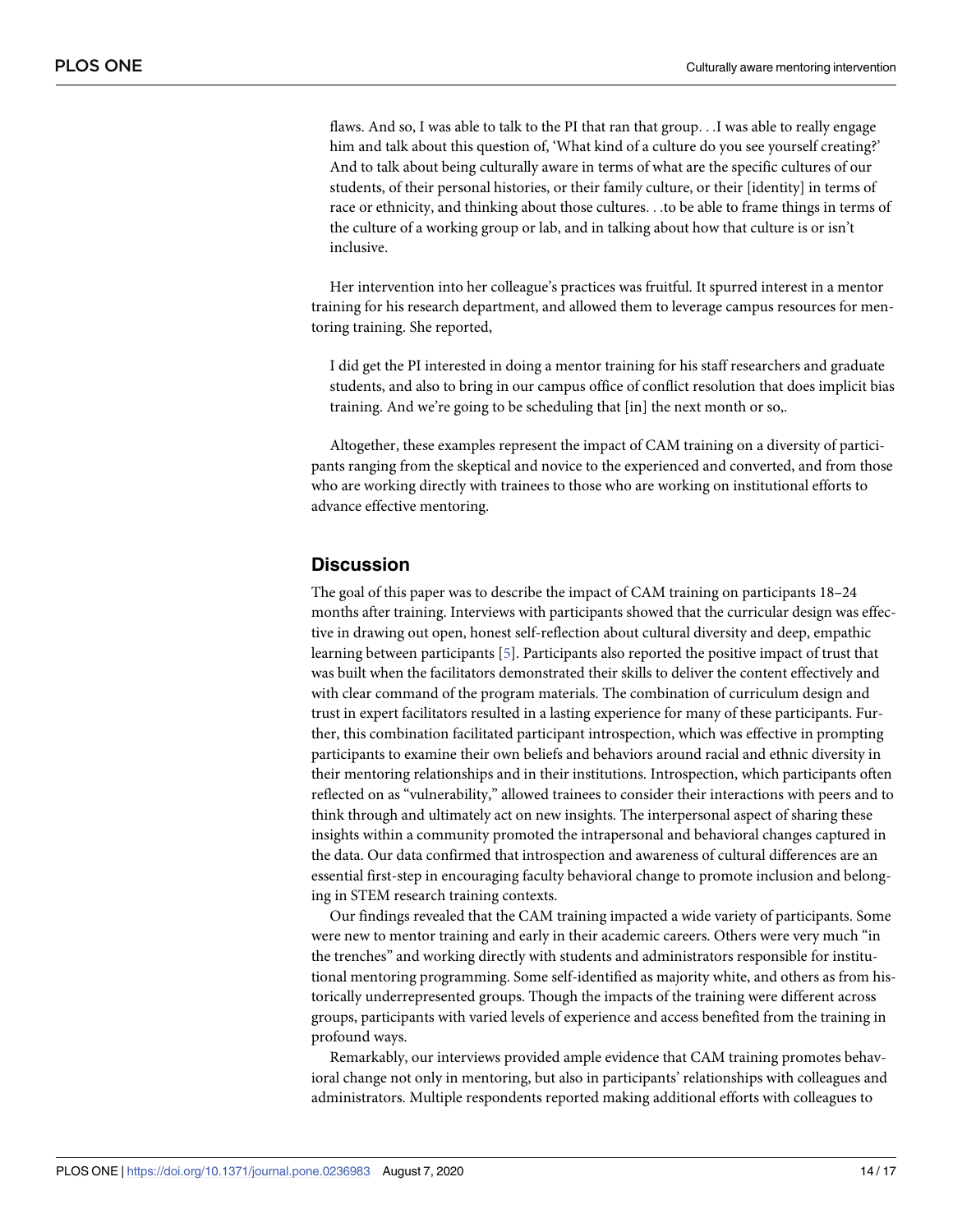> flaws. And so, I was able to talk to the PI that ran that group. . .I was able to really engage him and talk about this question of, 'What kind of a culture do you see yourself creating?' And to talk about being culturally aware in terms of what are the specific cultures of our students, of their personal histories, or their family culture, or their [identity] in terms of race or ethnicity, and thinking about those cultures. . .to be able to frame things in terms of the culture of a working group or lab, and in talking about how that culture is or isn't inclusive.

Her intervention into her colleague's practices was fruitful. It spurred interest in a mentor training for his research department, and allowed them to leverage campus resources for mentoring training. She reported,

> I did get the PI interested in doing a mentor training for his staff researchers and graduate students, and also to bring in our campus office of conflict resolution that does implicit bias training. And we're going to be scheduling that [in] the next month or so,.

Altogether, these examples represent the impact of CAM training on a diversity of participants ranging from the skeptical and novice to the experienced and converted, and from those who are working directly with trainees to those who are working on institutional efforts to advance effective mentoring.

## Discussion

The goal of this paper was to describe the impact of CAM training on participants 18–24 months after training. Interviews with participants showed that the curricular design was effective in drawing out open, honest self-reflection about cultural diversity and deep, empathic learning between participants [5]. Participants also reported the positive impact of trust that was built when the facilitators demonstrated their skills to deliver the content effectively and with clear command of the program materials. The combination of curriculum design and trust in expert facilitators resulted in a lasting experience for many of these participants. Further, this combination facilitated participant introspection, which was effective in prompting participants to examine their own beliefs and behaviors around racial and ethnic diversity in their mentoring relationships and in their institutions. Introspection, which participants often reflected on as "vulnerability," allowed trainees to consider their interactions with peers and to think through and ultimately act on new insights. The interpersonal aspect of sharing these insights within a community promoted the intrapersonal and behavioral changes captured in the data. Our data confirmed that introspection and awareness of cultural differences are an essential first-step in encouraging faculty behavioral change to promote inclusion and belonging in STEM research training contexts.

Our findings revealed that the CAM training impacted a wide variety of participants. Some were new to mentor training and early in their academic careers. Others were very much "in the trenches" and working directly with students and administrators responsible for institutional mentoring programming. Some self-identified as majority white, and others as from historically underrepresented groups. Though the impacts of the training were different across groups, participants with varied levels of experience and access benefited from the training in profound ways.

Remarkably, our interviews provided ample evidence that CAM training promotes behavioral change not only in mentoring, but also in participants' relationships with colleagues and administrators. Multiple respondents reported making additional efforts with colleagues to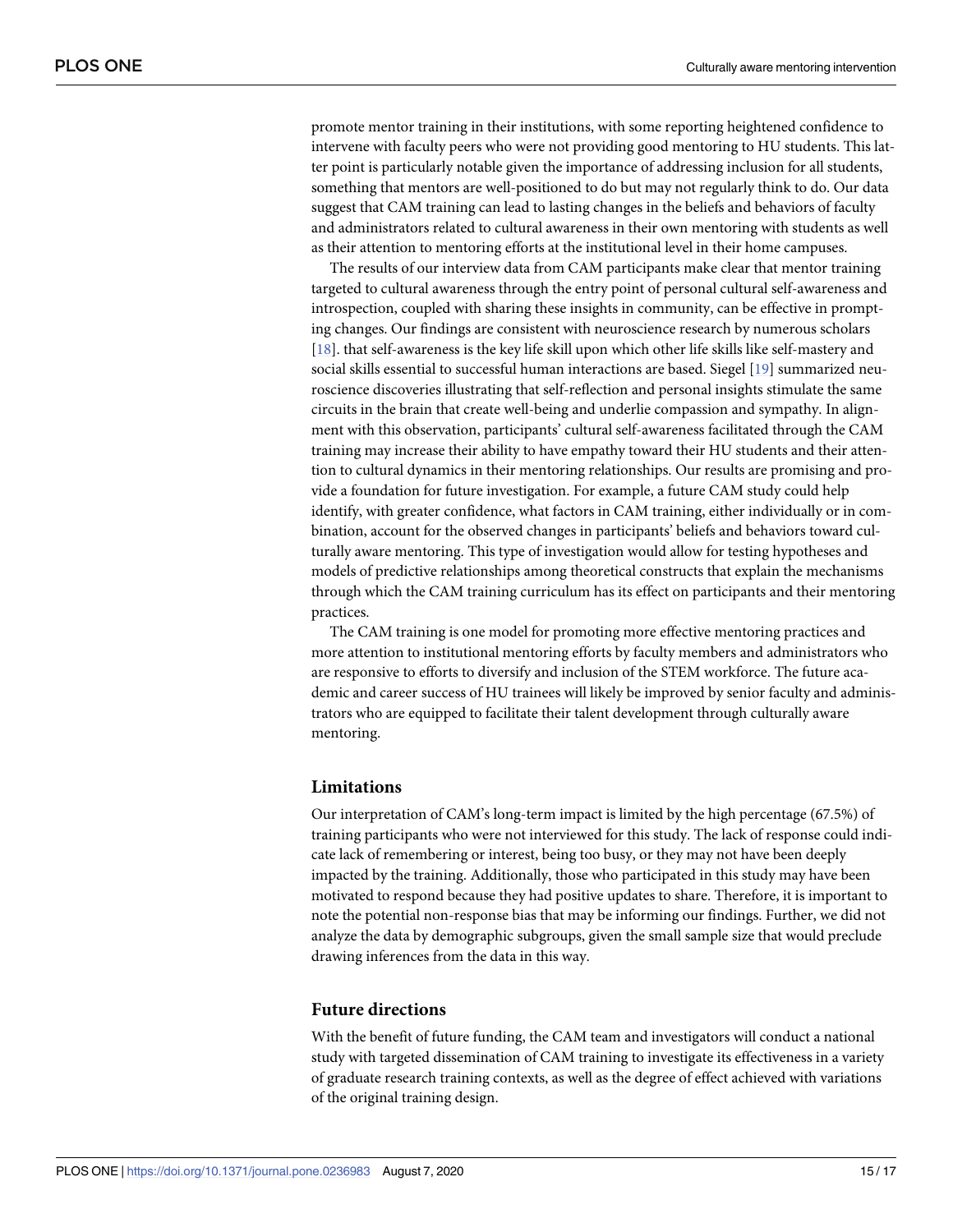promote mentor training in their institutions, with some reporting heightened confidence to intervene with faculty peers who were not providing good mentoring to HU students. This latter point is particularly notable given the importance of addressing inclusion for all students, something that mentors are well-positioned to do but may not regularly think to do. Our data suggest that CAM training can lead to lasting changes in the beliefs and behaviors of faculty and administrators related to cultural awareness in their own mentoring with students as well as their attention to mentoring efforts at the institutional level in their home campuses.

The results of our interview data from CAM participants make clear that mentor training targeted to cultural awareness through the entry point of personal cultural self-awareness and introspection, coupled with sharing these insights in community, can be effective in prompting changes. Our findings are consistent with neuroscience research by numerous scholars [18]. that self-awareness is the key life skill upon which other life skills like self-mastery and social skills essential to successful human interactions are based. Siegel [19] summarized neuroscience discoveries illustrating that self-reflection and personal insights stimulate the same circuits in the brain that create well-being and underlie compassion and sympathy. In alignment with this observation, participants' cultural self-awareness facilitated through the CAM training may increase their ability to have empathy toward their HU students and their attention to cultural dynamics in their mentoring relationships. Our results are promising and provide a foundation for future investigation. For example, a future CAM study could help identify, with greater confidence, what factors in CAM training, either individually or in combination, account for the observed changes in participants' beliefs and behaviors toward culturally aware mentoring. This type of investigation would allow for testing hypotheses and models of predictive relationships among theoretical constructs that explain the mechanisms through which the CAM training curriculum has its effect on participants and their mentoring practices.

The CAM training is one model for promoting more effective mentoring practices and more attention to institutional mentoring efforts by faculty members and administrators who are responsive to efforts to diversify and inclusion of the STEM workforce. The future academic and career success of HU trainees will likely be improved by senior faculty and administrators who are equipped to facilitate their talent development through culturally aware mentoring.

## Limitations

Our interpretation of CAM's long-term impact is limited by the high percentage (67.5%) of training participants who were not interviewed for this study. The lack of response could indicate lack of remembering or interest, being too busy, or they may not have been deeply impacted by the training. Additionally, those who participated in this study may have been motivated to respond because they had positive updates to share. Therefore, it is important to note the potential non-response bias that may be informing our findings. Further, we did not analyze the data by demographic subgroups, given the small sample size that would preclude drawing inferences from the data in this way.

## Future directions

With the benefit of future funding, the CAM team and investigators will conduct a national study with targeted dissemination of CAM training to investigate its effectiveness in a variety of graduate research training contexts, as well as the degree of effect achieved with variations of the original training design.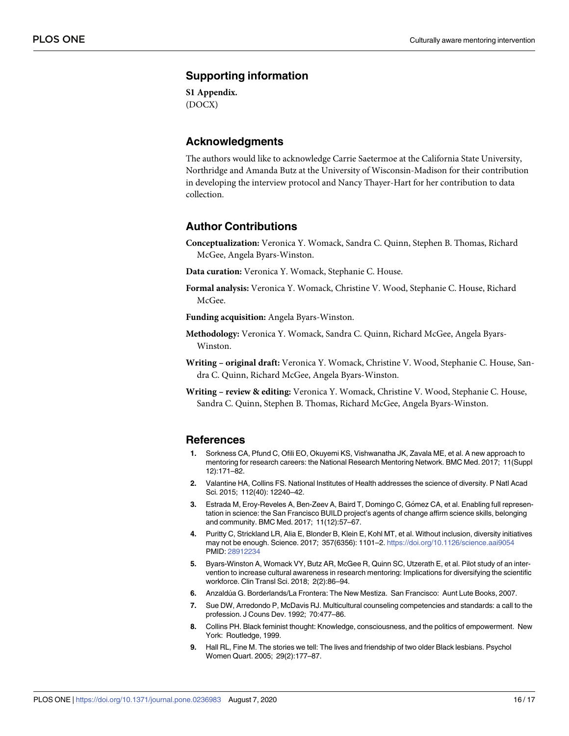## Supporting information

**S1 Appendix.**
(DOCX)

## Acknowledgments

The authors would like to acknowledge Carrie Saetermoe at the California State University, Northridge and Amanda Butz at the University of Wisconsin-Madison for their contribution in developing the interview protocol and Nancy Thayer-Hart for her contribution to data collection.

## Author Contributions

**Conceptualization:** Veronica Y. Womack, Sandra C. Quinn, Stephen B. Thomas, Richard McGee, Angela Byars-Winston.

**Data curation:** Veronica Y. Womack, Stephanie C. House.

**Formal analysis:** Veronica Y. Womack, Christine V. Wood, Stephanie C. House, Richard McGee.

**Funding acquisition:** Angela Byars-Winston.

**Methodology:** Veronica Y. Womack, Sandra C. Quinn, Richard McGee, Angela Byars-Winston.

**Writing – original draft:** Veronica Y. Womack, Christine V. Wood, Stephanie C. House, Sandra C. Quinn, Richard McGee, Angela Byars-Winston.

**Writing – review & editing:** Veronica Y. Womack, Christine V. Wood, Stephanie C. House, Sandra C. Quinn, Stephen B. Thomas, Richard McGee, Angela Byars-Winston.

## References

1. Sorkness CA, Pfund C, Ofili EO, Okuyemi KS, Vishwanatha JK, Zavala ME, et al. A new approach to mentoring for research careers: the National Research Mentoring Network. BMC Med. 2017; 11(Suppl 12):171–82.
2. Valantine HA, Collins FS. National Institutes of Health addresses the science of diversity. P Natl Acad Sci. 2015; 112(40): 12240–42.
3. Estrada M, Eroy-Reveles A, Ben-Zeev A, Baird T, Domingo C, Gómez CA, et al. Enabling full representation in science: the San Francisco BUILD project's agents of change affirm science skills, belonging and community. BMC Med. 2017; 11(12):57–67.
4. Puritty C, Strickland LR, Alia E, Blonder B, Klein E, Kohl MT, et al. Without inclusion, diversity initiatives may not be enough. Science. 2017; 357(6356): 1101–2. https://doi.org/10.1126/science.aai9054 PMID: 28912234
5. Byars-Winston A, Womack VY, Butz AR, McGee R, Quinn SC, Utzerath E, et al. Pilot study of an intervention to increase cultural awareness in research mentoring: Implications for diversifying the scientific workforce. Clin Transl Sci. 2018; 2(2):86–94.
6. Anzaldúa G. Borderlands/La Frontera: The New Mestiza. San Francisco: Aunt Lute Books, 2007.
7. Sue DW, Arredondo P, McDavis RJ. Multicultural counseling competencies and standards: a call to the profession. J Couns Dev. 1992; 70:477–86.
8. Collins PH. Black feminist thought: Knowledge, consciousness, and the politics of empowerment. New York: Routledge, 1999.
9. Hall RL, Fine M. The stories we tell: The lives and friendship of two older Black lesbians. Psychol Women Quart. 2005; 29(2):177–87.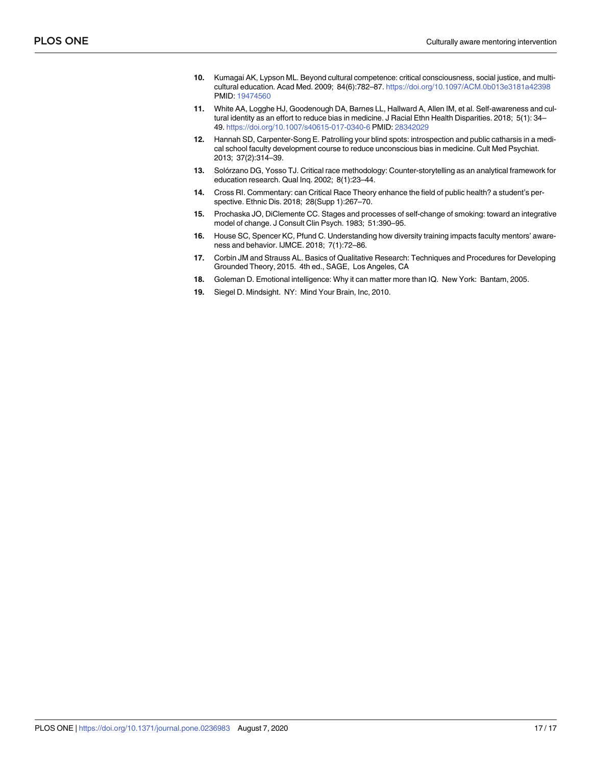10. Kumagai AK, Lypson ML. Beyond cultural competence: critical consciousness, social justice, and multicultural education. Acad Med. 2009; 84(6):782–87. https://doi.org/10.1097/ACM.0b013e3181a42398 PMID: 19474560
11. White AA, Logghe HJ, Goodenough DA, Barnes LL, Hallward A, Allen IM, et al. Self-awareness and cultural identity as an effort to reduce bias in medicine. J Racial Ethn Health Disparities. 2018; 5(1): 34–49. https://doi.org/10.1007/s40615-017-0340-6 PMID: 28342029
12. Hannah SD, Carpenter-Song E. Patrolling your blind spots: introspection and public catharsis in a medical school faculty development course to reduce unconscious bias in medicine. Cult Med Psychiat. 2013; 37(2):314–39.
13. Solórzano DG, Yosso TJ. Critical race methodology: Counter-storytelling as an analytical framework for education research. Qual Inq. 2002; 8(1):23–44.
14. Cross RI. Commentary: can Critical Race Theory enhance the field of public health? a student's perspective. Ethnic Dis. 2018; 28(Supp 1):267–70.
15. Prochaska JO, DiClemente CC. Stages and processes of self-change of smoking: toward an integrative model of change. J Consult Clin Psych. 1983; 51:390–95.
16. House SC, Spencer KC, Pfund C. Understanding how diversity training impacts faculty mentors' awareness and behavior. IJMCE. 2018; 7(1):72–86.
17. Corbin JM and Strauss AL. Basics of Qualitative Research: Techniques and Procedures for Developing Grounded Theory, 2015. 4th ed., SAGE, Los Angeles, CA
18. Goleman D. Emotional intelligence: Why it can matter more than IQ. New York: Bantam, 2005.
19. Siegel D. Mindsight. NY: Mind Your Brain, Inc, 2010.